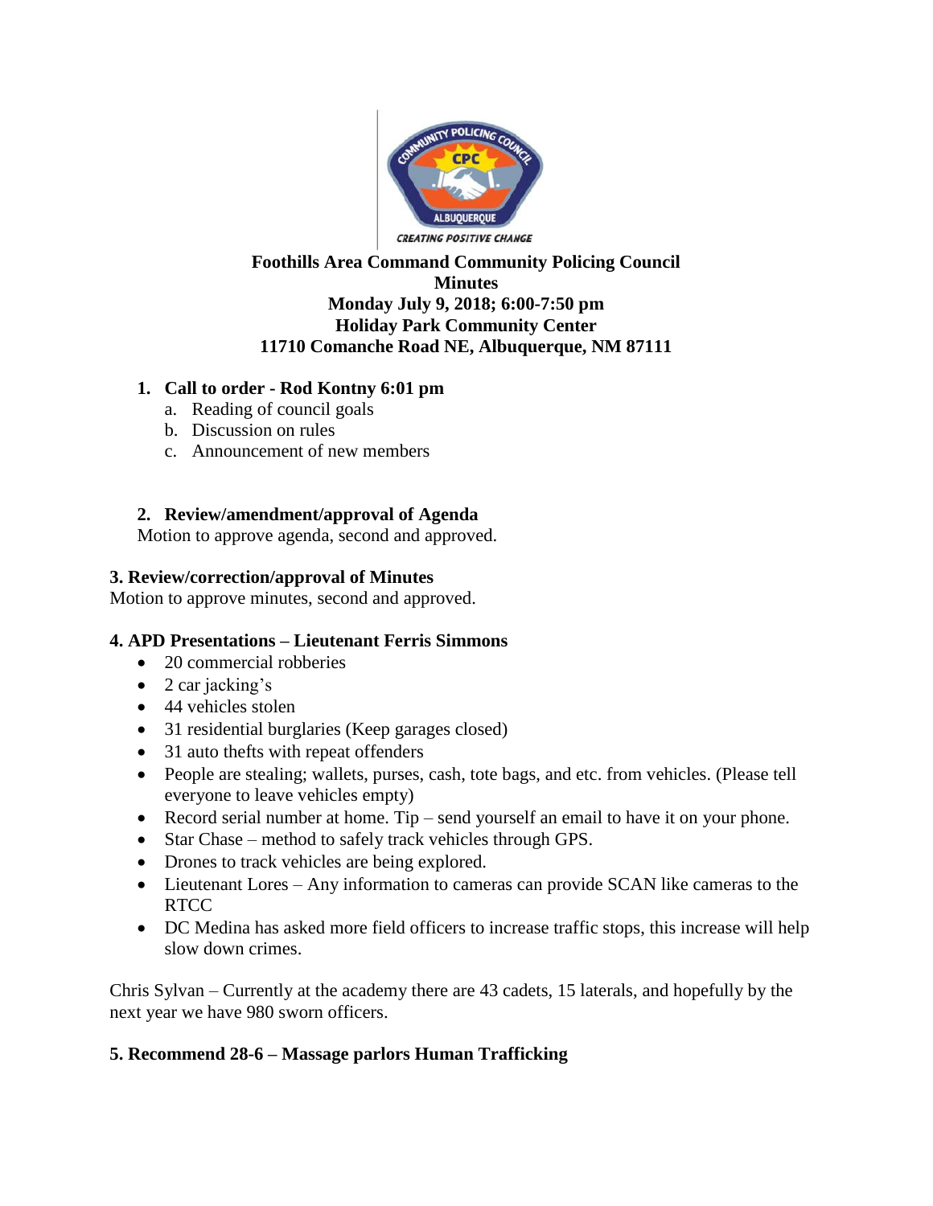**Foothills Area Command Community Policing Council**
**Minutes**
**Monday July 9, 2018; 6:00-7:50 pm**
**Holiday Park Community Center**
**11710 Comanche Road NE, Albuquerque, NM 87111**

1. **Call to order - Rod Kontny 6:01 pm**
   a. Reading of council goals
   b. Discussion on rules
   c. Announcement of new members

2. **Review/amendment/approval of Agenda**
   Motion to approve agenda, second and approved.

**3. Review/correction/approval of Minutes**
Motion to approve minutes, second and approved.

**4. APD Presentations – Lieutenant Ferris Simmons**

- 20 commercial robberies
- 2 car jacking's
- 44 vehicles stolen
- 31 residential burglaries (Keep garages closed)
- 31 auto thefts with repeat offenders
- People are stealing; wallets, purses, cash, tote bags, and etc. from vehicles. (Please tell everyone to leave vehicles empty)
- Record serial number at home. Tip – send yourself an email to have it on your phone.
- Star Chase – method to safely track vehicles through GPS.
- Drones to track vehicles are being explored.
- Lieutenant Lores – Any information to cameras can provide SCAN like cameras to the RTCC
- DC Medina has asked more field officers to increase traffic stops, this increase will help slow down crimes.

Chris Sylvan – Currently at the academy there are 43 cadets, 15 laterals, and hopefully by the next year we have 980 sworn officers.

**5. Recommend 28-6 – Massage parlors Human Trafficking**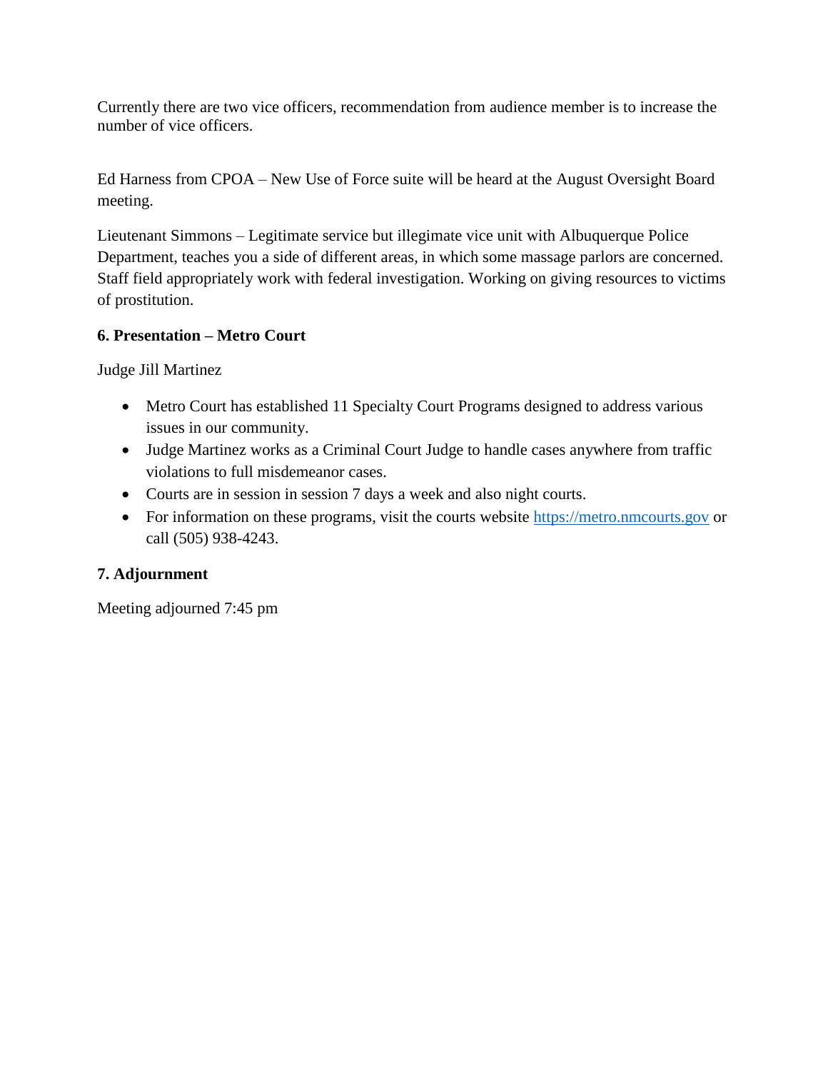Currently there are two vice officers, recommendation from audience member is to increase the number of vice officers.

Ed Harness from CPOA – New Use of Force suite will be heard at the August Oversight Board meeting.

Lieutenant Simmons – Legitimate service but illegimate vice unit with Albuquerque Police Department, teaches you a side of different areas, in which some massage parlors are concerned. Staff field appropriately work with federal investigation. Working on giving resources to victims of prostitution.

**6. Presentation – Metro Court**

Judge Jill Martinez

- Metro Court has established 11 Specialty Court Programs designed to address various issues in our community.
- Judge Martinez works as a Criminal Court Judge to handle cases anywhere from traffic violations to full misdemeanor cases.
- Courts are in session in session 7 days a week and also night courts.
- For information on these programs, visit the courts website https://metro.nmcourts.gov or call (505) 938-4243.

**7. Adjournment**

Meeting adjourned 7:45 pm